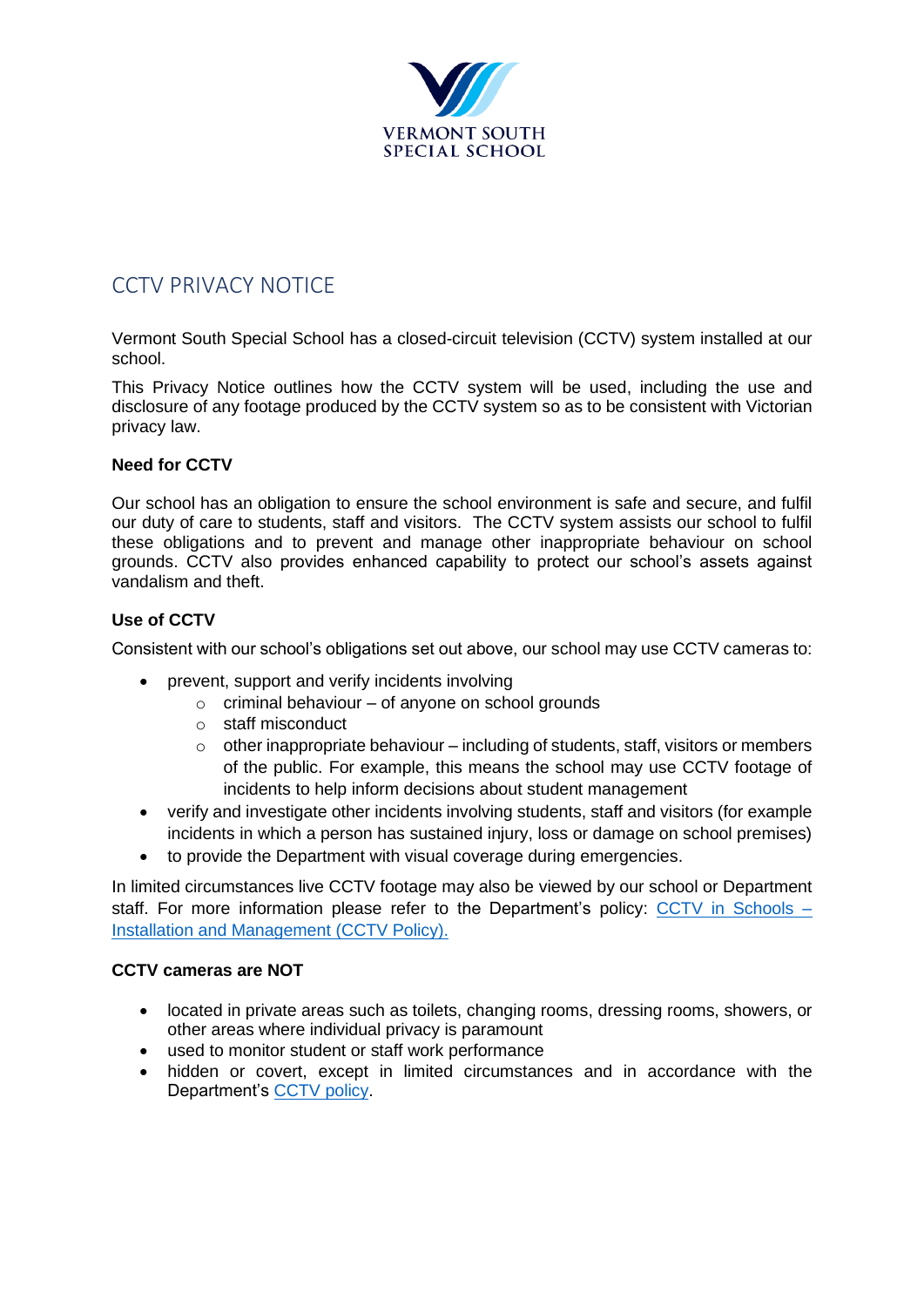VERMONT SOUTH
SPECIAL SCHOOL

# CCTV PRIVACY NOTICE

Vermont South Special School has a closed-circuit television (CCTV) system installed at our school.

This Privacy Notice outlines how the CCTV system will be used, including the use and disclosure of any footage produced by the CCTV system so as to be consistent with Victorian privacy law.

**Need for CCTV**

Our school has an obligation to ensure the school environment is safe and secure, and fulfil our duty of care to students, staff and visitors. The CCTV system assists our school to fulfil these obligations and to prevent and manage other inappropriate behaviour on school grounds. CCTV also provides enhanced capability to protect our school's assets against vandalism and theft.

**Use of CCTV**

Consistent with our school's obligations set out above, our school may use CCTV cameras to:

- prevent, support and verify incidents involving
  - criminal behaviour – of anyone on school grounds
  - staff misconduct
  - other inappropriate behaviour – including of students, staff, visitors or members of the public. For example, this means the school may use CCTV footage of incidents to help inform decisions about student management
- verify and investigate other incidents involving students, staff and visitors (for example incidents in which a person has sustained injury, loss or damage on school premises)
- to provide the Department with visual coverage during emergencies.

In limited circumstances live CCTV footage may also be viewed by our school or Department staff. For more information please refer to the Department's policy: [CCTV in Schools – Installation and Management (CCTV Policy).]()

**CCTV cameras are NOT**

- located in private areas such as toilets, changing rooms, dressing rooms, showers, or other areas where individual privacy is paramount
- used to monitor student or staff work performance
- hidden or covert, except in limited circumstances and in accordance with the Department's [CCTV policy]().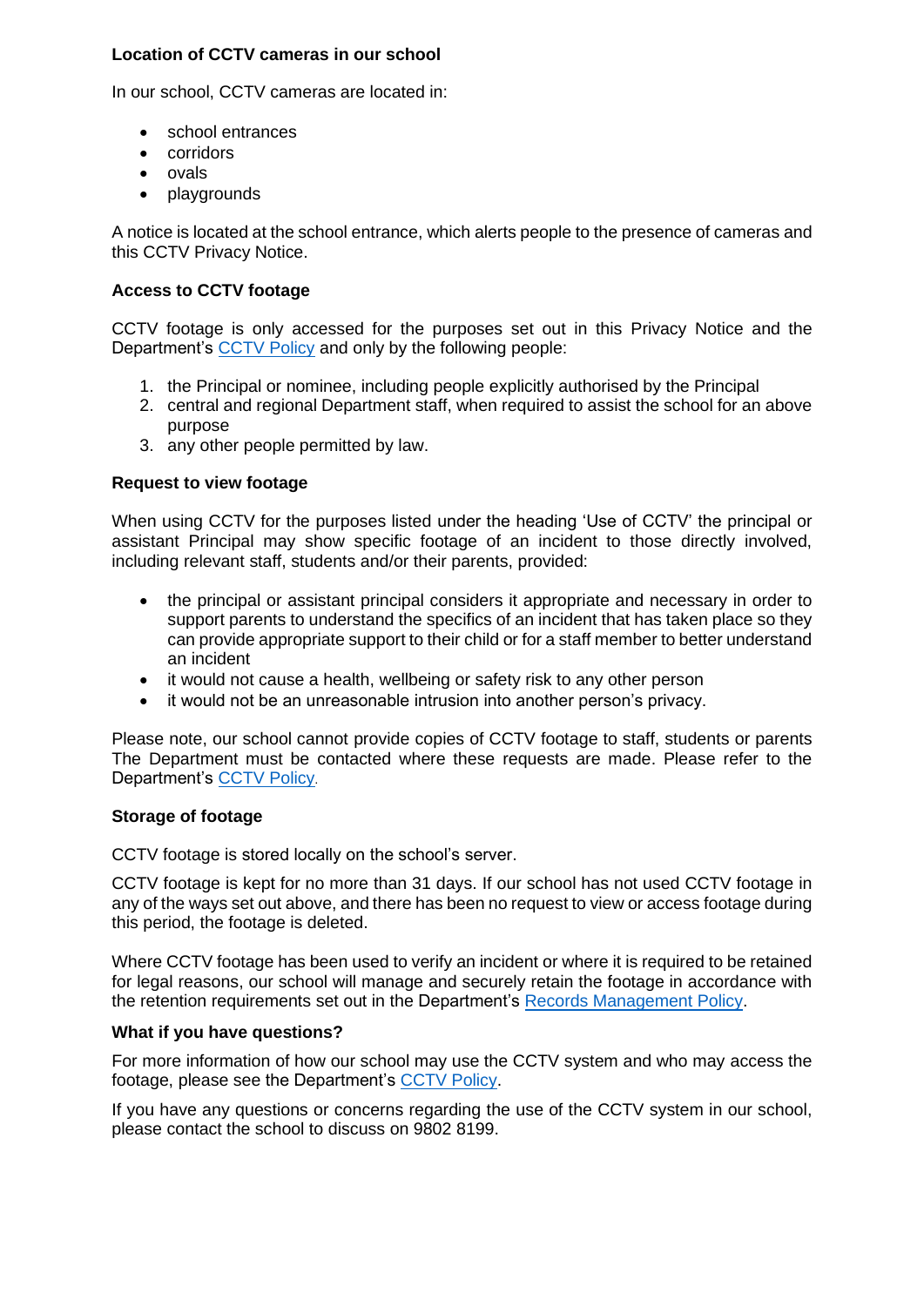**Location of CCTV cameras in our school**

In our school, CCTV cameras are located in:

- school entrances
- corridors
- ovals
- playgrounds

A notice is located at the school entrance, which alerts people to the presence of cameras and this CCTV Privacy Notice.

**Access to CCTV footage**

CCTV footage is only accessed for the purposes set out in this Privacy Notice and the Department's CCTV Policy and only by the following people:

1. the Principal or nominee, including people explicitly authorised by the Principal
2. central and regional Department staff, when required to assist the school for an above purpose
3. any other people permitted by law.

**Request to view footage**

When using CCTV for the purposes listed under the heading 'Use of CCTV' the principal or assistant Principal may show specific footage of an incident to those directly involved, including relevant staff, students and/or their parents, provided:

- the principal or assistant principal considers it appropriate and necessary in order to support parents to understand the specifics of an incident that has taken place so they can provide appropriate support to their child or for a staff member to better understand an incident
- it would not cause a health, wellbeing or safety risk to any other person
- it would not be an unreasonable intrusion into another person's privacy.

Please note, our school cannot provide copies of CCTV footage to staff, students or parents The Department must be contacted where these requests are made. Please refer to the Department's CCTV Policy.

**Storage of footage**

CCTV footage is stored locally on the school's server.

CCTV footage is kept for no more than 31 days. If our school has not used CCTV footage in any of the ways set out above, and there has been no request to view or access footage during this period, the footage is deleted.

Where CCTV footage has been used to verify an incident or where it is required to be retained for legal reasons, our school will manage and securely retain the footage in accordance with the retention requirements set out in the Department's Records Management Policy.

**What if you have questions?**

For more information of how our school may use the CCTV system and who may access the footage, please see the Department's CCTV Policy.

If you have any questions or concerns regarding the use of the CCTV system in our school, please contact the school to discuss on 9802 8199.